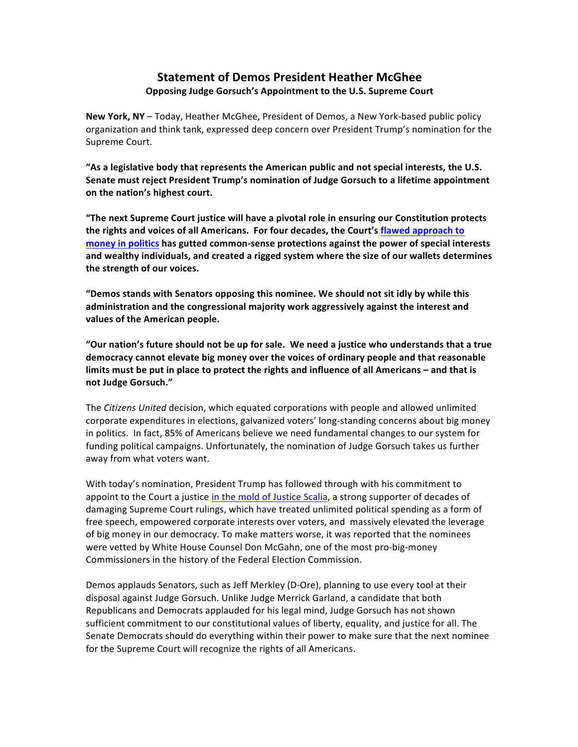# Statement of Demos President Heather McGhee

**Opposing Judge Gorsuch's Appointment to the U.S. Supreme Court**

**New York, NY** – Today, Heather McGhee, President of Demos, a New York-based public policy organization and think tank, expressed deep concern over President Trump's nomination for the Supreme Court.

**"As a legislative body that represents the American public and not special interests, the U.S. Senate must reject President Trump's nomination of Judge Gorsuch to a lifetime appointment on the nation's highest court.**

**"The next Supreme Court justice will have a pivotal role in ensuring our Constitution protects the rights and voices of all Americans. For four decades, the Court's flawed approach to money in politics has gutted common-sense protections against the power of special interests and wealthy individuals, and created a rigged system where the size of our wallets determines the strength of our voices.**

**"Demos stands with Senators opposing this nominee. We should not sit idly by while this administration and the congressional majority work aggressively against the interest and values of the American people.**

**"Our nation's future should not be up for sale. We need a justice who understands that a true democracy cannot elevate big money over the voices of ordinary people and that reasonable limits must be put in place to protect the rights and influence of all Americans – and that is not Judge Gorsuch."**

The *Citizens United* decision, which equated corporations with people and allowed unlimited corporate expenditures in elections, galvanized voters' long-standing concerns about big money in politics. In fact, 85% of Americans believe we need fundamental changes to our system for funding political campaigns. Unfortunately, the nomination of Judge Gorsuch takes us further away from what voters want.

With today's nomination, President Trump has followed through with his commitment to appoint to the Court a justice in the mold of Justice Scalia, a strong supporter of decades of damaging Supreme Court rulings, which have treated unlimited political spending as a form of free speech, empowered corporate interests over voters, and massively elevated the leverage of big money in our democracy. To make matters worse, it was reported that the nominees were vetted by White House Counsel Don McGahn, one of the most pro-big-money Commissioners in the history of the Federal Election Commission.

Demos applauds Senators, such as Jeff Merkley (D-Ore), planning to use every tool at their disposal against Judge Gorsuch. Unlike Judge Merrick Garland, a candidate that both Republicans and Democrats applauded for his legal mind, Judge Gorsuch has not shown sufficient commitment to our constitutional values of liberty, equality, and justice for all. The Senate Democrats should do everything within their power to make sure that the next nominee for the Supreme Court will recognize the rights of all Americans.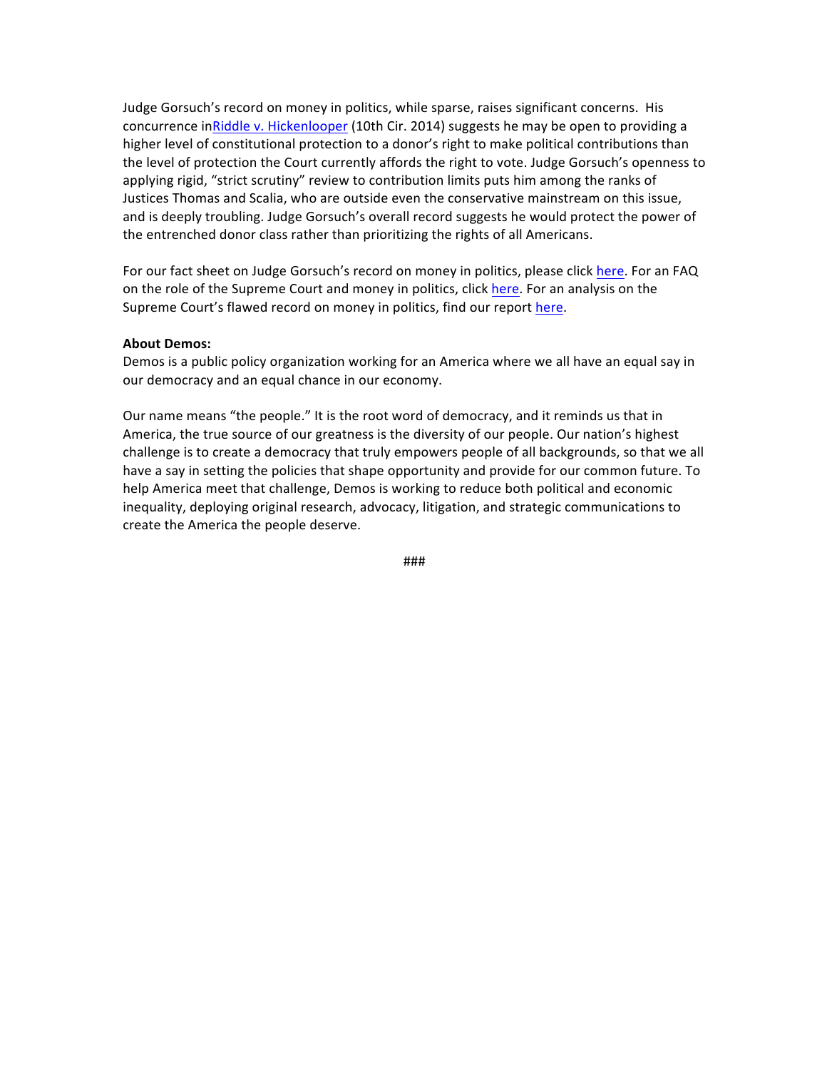Judge Gorsuch's record on money in politics, while sparse, raises significant concerns. His concurrence inRiddle v. Hickenlooper (10th Cir. 2014) suggests he may be open to providing a higher level of constitutional protection to a donor's right to make political contributions than the level of protection the Court currently affords the right to vote. Judge Gorsuch's openness to applying rigid, "strict scrutiny" review to contribution limits puts him among the ranks of Justices Thomas and Scalia, who are outside even the conservative mainstream on this issue, and is deeply troubling. Judge Gorsuch's overall record suggests he would protect the power of the entrenched donor class rather than prioritizing the rights of all Americans.

For our fact sheet on Judge Gorsuch's record on money in politics, please click here. For an FAQ on the role of the Supreme Court and money in politics, click here. For an analysis on the Supreme Court's flawed record on money in politics, find our report here.

**About Demos:**
Demos is a public policy organization working for an America where we all have an equal say in our democracy and an equal chance in our economy.

Our name means "the people." It is the root word of democracy, and it reminds us that in America, the true source of our greatness is the diversity of our people. Our nation's highest challenge is to create a democracy that truly empowers people of all backgrounds, so that we all have a say in setting the policies that shape opportunity and provide for our common future. To help America meet that challenge, Demos is working to reduce both political and economic inequality, deploying original research, advocacy, litigation, and strategic communications to create the America the people deserve.

###